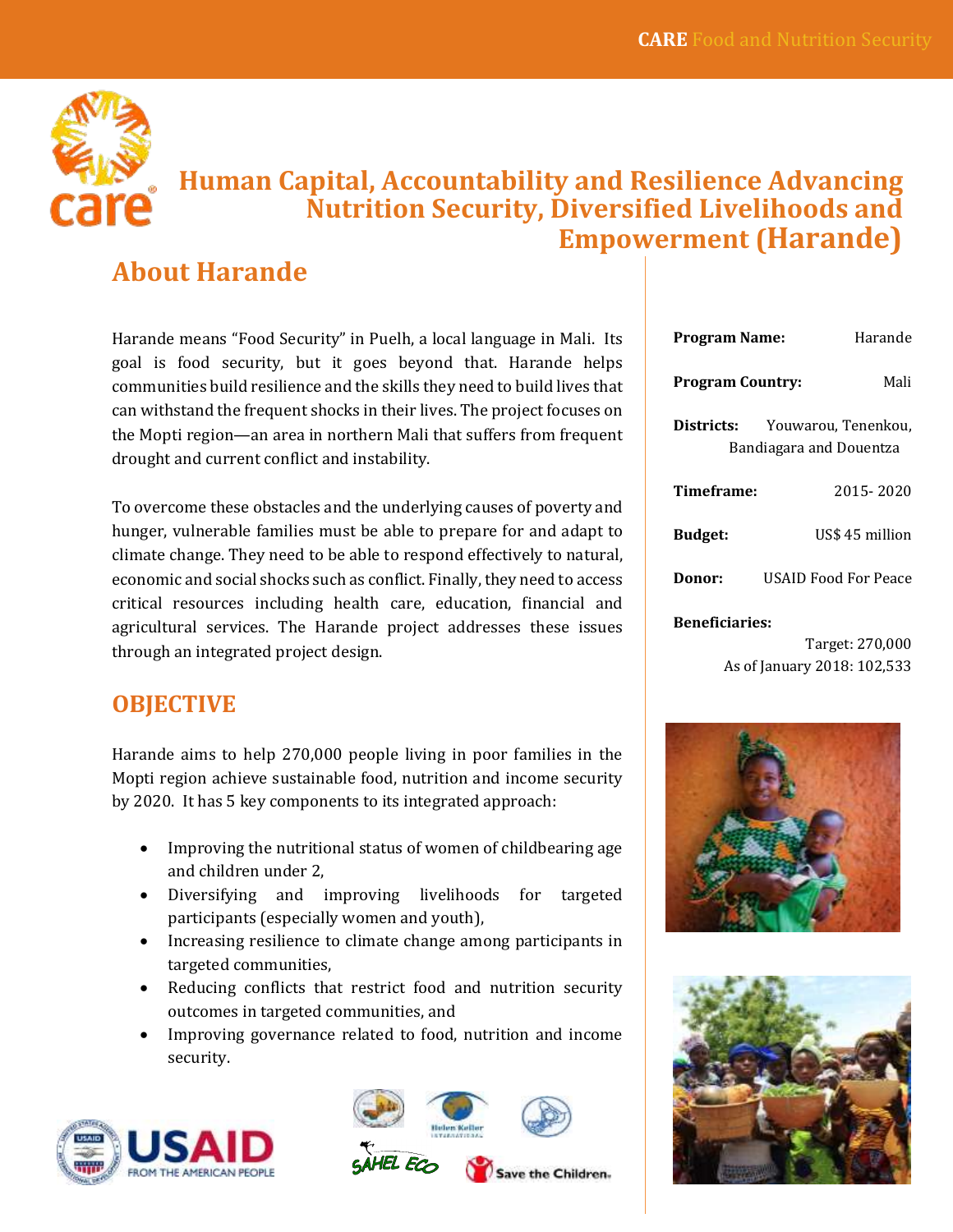# Human Capital, Accountability and Resilience Advancing Nutrition Security, Diversified Livelihoods and Empowerment (Harande)

## About Harande

Harande means "Food Security" in Puelh, a local language in Mali. Its goal is food security, but it goes beyond that. Harande helps communities build resilience and the skills they need to build lives that can withstand the frequent shocks in their lives. The project focuses on the Mopti region—an area in northern Mali that suffers from frequent drought and current conflict and instability.

To overcome these obstacles and the underlying causes of poverty and hunger, vulnerable families must be able to prepare for and adapt to climate change. They need to be able to respond effectively to natural, economic and social shocks such as conflict. Finally, they need to access critical resources including health care, education, financial and agricultural services. The Harande project addresses these issues through an integrated project design.

## OBJECTIVE

Harande aims to help 270,000 people living in poor families in the Mopti region achieve sustainable food, nutrition and income security by 2020. It has 5 key components to its integrated approach:

- Improving the nutritional status of women of childbearing age and children under 2,
- Diversifying and improving livelihoods for targeted participants (especially women and youth),
- Increasing resilience to climate change among participants in targeted communities,
- Reducing conflicts that restrict food and nutrition security outcomes in targeted communities, and
- Improving governance related to food, nutrition and income security.

**Program Name:** Harande

**Program Country:** Mali

**Districts:** Youwarou, Tenenkou, Bandiagara and Douentza

**Timeframe:** 2015- 2020

**Budget:** US$ 45 million

**Donor:** USAID Food For Peace

**Beneficiaries:**
Target: 270,000
As of January 2018: 102,533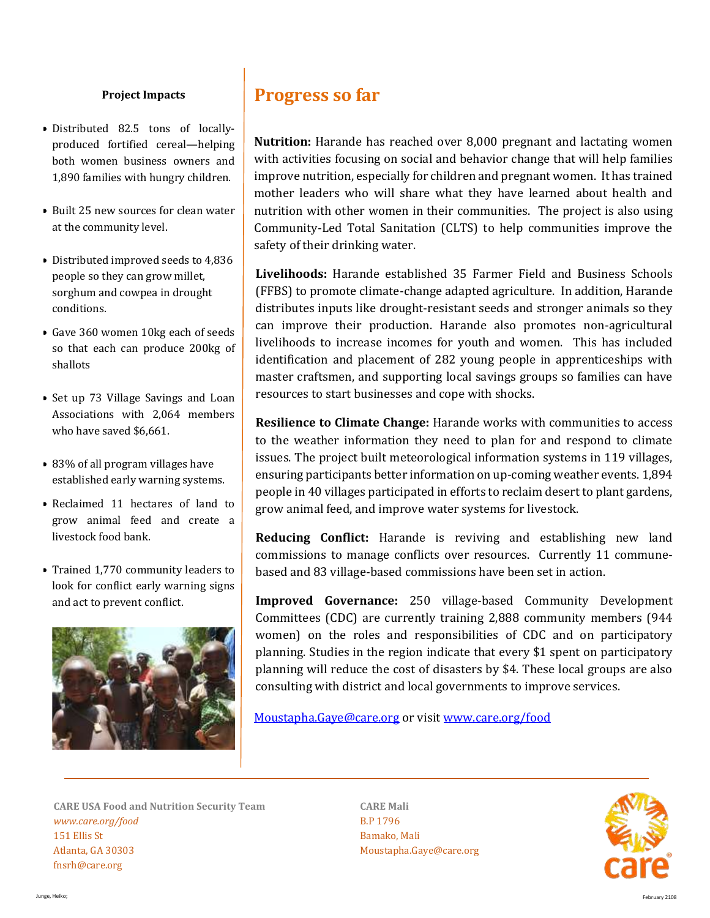### Project Impacts

- Distributed 82.5 tons of locally-produced fortified cereal—helping both women business owners and 1,890 families with hungry children.
- Built 25 new sources for clean water at the community level.
- Distributed improved seeds to 4,836 people so they can grow millet, sorghum and cowpea in drought conditions.
- Gave 360 women 10kg each of seeds so that each can produce 200kg of shallots
- Set up 73 Village Savings and Loan Associations with 2,064 members who have saved $6,661.
- 83% of all program villages have established early warning systems.
- Reclaimed 11 hectares of land to grow animal feed and create a livestock food bank.
- Trained 1,770 community leaders to look for conflict early warning signs and act to prevent conflict.

## Progress so far

**Nutrition:** Harande has reached over 8,000 pregnant and lactating women with activities focusing on social and behavior change that will help families improve nutrition, especially for children and pregnant women. It has trained mother leaders who will share what they have learned about health and nutrition with other women in their communities. The project is also using Community-Led Total Sanitation (CLTS) to help communities improve the safety of their drinking water.

**Livelihoods:** Harande established 35 Farmer Field and Business Schools (FFBS) to promote climate-change adapted agriculture. In addition, Harande distributes inputs like drought-resistant seeds and stronger animals so they can improve their production. Harande also promotes non-agricultural livelihoods to increase incomes for youth and women. This has included identification and placement of 282 young people in apprenticeships with master craftsmen, and supporting local savings groups so families can have resources to start businesses and cope with shocks.

**Resilience to Climate Change:** Harande works with communities to access to the weather information they need to plan for and respond to climate issues. The project built meteorological information systems in 119 villages, ensuring participants better information on up-coming weather events. 1,894 people in 40 villages participated in efforts to reclaim desert to plant gardens, grow animal feed, and improve water systems for livestock.

**Reducing Conflict:** Harande is reviving and establishing new land commissions to manage conflicts over resources. Currently 11 commune-based and 83 village-based commissions have been set in action.

**Improved Governance:** 250 village-based Community Development Committees (CDC) are currently training 2,888 community members (944 women) on the roles and responsibilities of CDC and on participatory planning. Studies in the region indicate that every $1 spent on participatory planning will reduce the cost of disasters by $4. These local groups are also consulting with district and local governments to improve services.

Moustapha.Gaye@care.org or visit www.care.org/food

**CARE USA Food and Nutrition Security Team**
*www.care.org/food*
151 Ellis St
Atlanta, GA 30303
fnsrh@care.org

**CARE Mali**
B.P 1796
Bamako, Mali
Moustapha.Gaye@care.org

care

Junge, Heiko;

February 2108